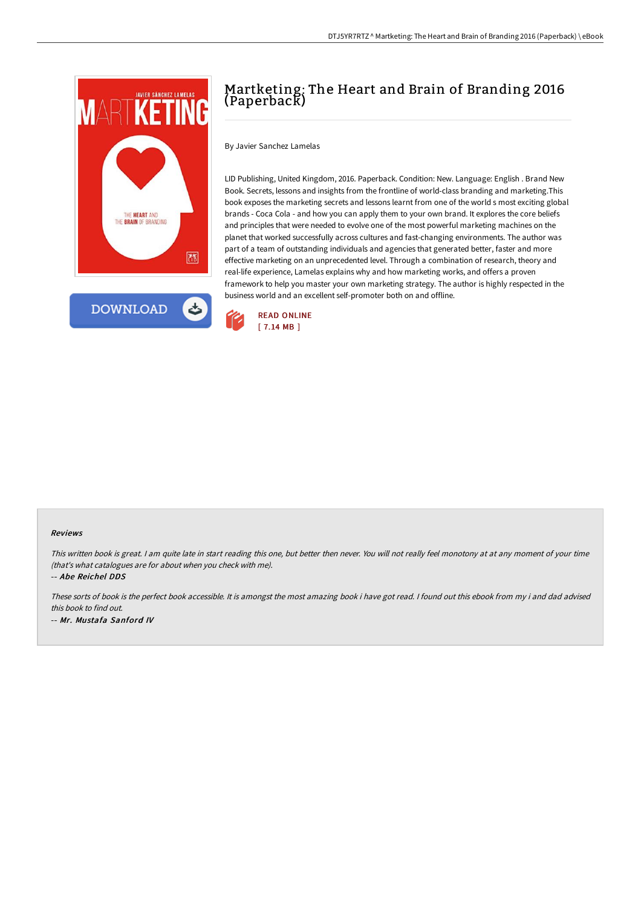# Martketing: The Heart and Brain of Branding 2016 (Paperback)

By Javier Sanchez Lamelas

LID Publishing, United Kingdom, 2016. Paperback. Condition: New. Language: English . Brand New Book. Secrets, lessons and insights from the frontline of world-class branding and marketing.This book exposes the marketing secrets and lessons learnt from one of the world s most exciting global brands - Coca Cola - and how you can apply them to your own brand. It explores the core beliefs and principles that were needed to evolve one of the most powerful marketing machines on the planet that worked successfully across cultures and fast-changing environments. The author was part of a team of outstanding individuals and agencies that generated better, faster and more effective marketing on an unprecedented level. Through a combination of research, theory and real-life experience, Lamelas explains why and how marketing works, and offers a proven framework to help you master your own marketing strategy. The author is highly respected in the business world and an excellent self-promoter both on and offline.

READ ONLINE
[ 7.14 MB ]

### Reviews

*This written book is great. I am quite late in start reading this one, but better then never. You will not really feel monotony at at any moment of your time (that's what catalogues are for about when you check with me).*

*-- Abe Reichel DDS*

*These sorts of book is the perfect book accessible. It is amongst the most amazing book i have got read. I found out this ebook from my i and dad advised this book to find out.*

*-- Mr. Mustafa Sanford IV*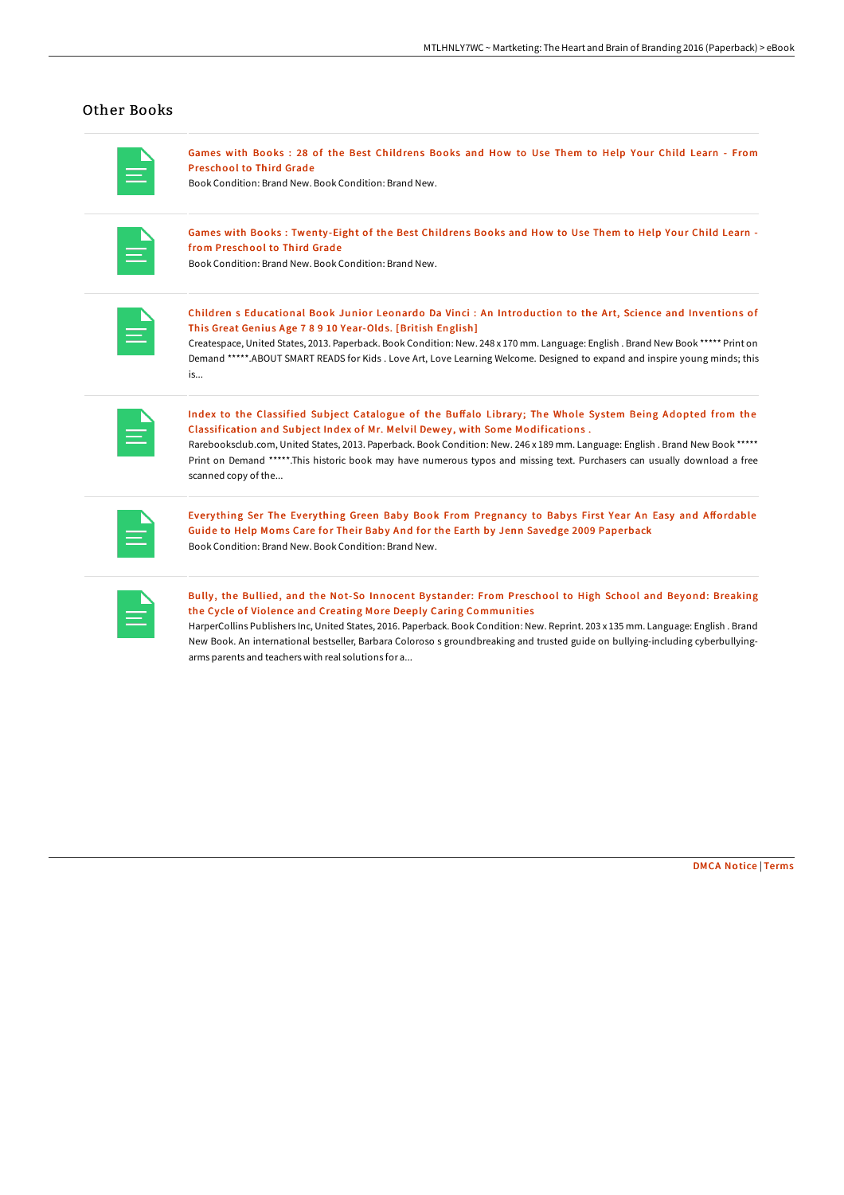## Other Books

Games with Books : 28 of the Best Childrens Books and How to Use Them to Help Your Child Learn - From Preschool to Third Grade

Book Condition: Brand New. Book Condition: Brand New.

Games with Books : Twenty-Eight of the Best Childrens Books and How to Use Them to Help Your Child Learn - from Preschool to Third Grade

Book Condition: Brand New. Book Condition: Brand New.

Children s Educational Book Junior Leonardo Da Vinci : An Introduction to the Art, Science and Inventions of This Great Genius Age 7 8 9 10 Year-Olds. [British English]

Createspace, United States, 2013. Paperback. Book Condition: New. 248 x 170 mm. Language: English . Brand New Book ***** Print on Demand *****.ABOUT SMART READS for Kids . Love Art, Love Learning Welcome. Designed to expand and inspire young minds; this is...

Index to the Classified Subject Catalogue of the Buffalo Library; The Whole System Being Adopted from the Classification and Subject Index of Mr. Melvil Dewey, with Some Modifications .

Rarebooksclub.com, United States, 2013. Paperback. Book Condition: New. 246 x 189 mm. Language: English . Brand New Book ***** Print on Demand *****.This historic book may have numerous typos and missing text. Purchasers can usually download a free scanned copy of the...

Everything Ser The Everything Green Baby Book From Pregnancy to Babys First Year An Easy and Affordable Guide to Help Moms Care for Their Baby And for the Earth by Jenn Savedge 2009 Paperback

Book Condition: Brand New. Book Condition: Brand New.

Bully, the Bullied, and the Not-So Innocent Bystander: From Preschool to High School and Beyond: Breaking the Cycle of Violence and Creating More Deeply Caring Communities

HarperCollins Publishers Inc, United States, 2016. Paperback. Book Condition: New. Reprint. 203 x 135 mm. Language: English . Brand New Book. An international bestseller, Barbara Coloroso s groundbreaking and trusted guide on bullying-including cyberbullying-arms parents and teachers with real solutions for a...

DMCA Notice | Terms